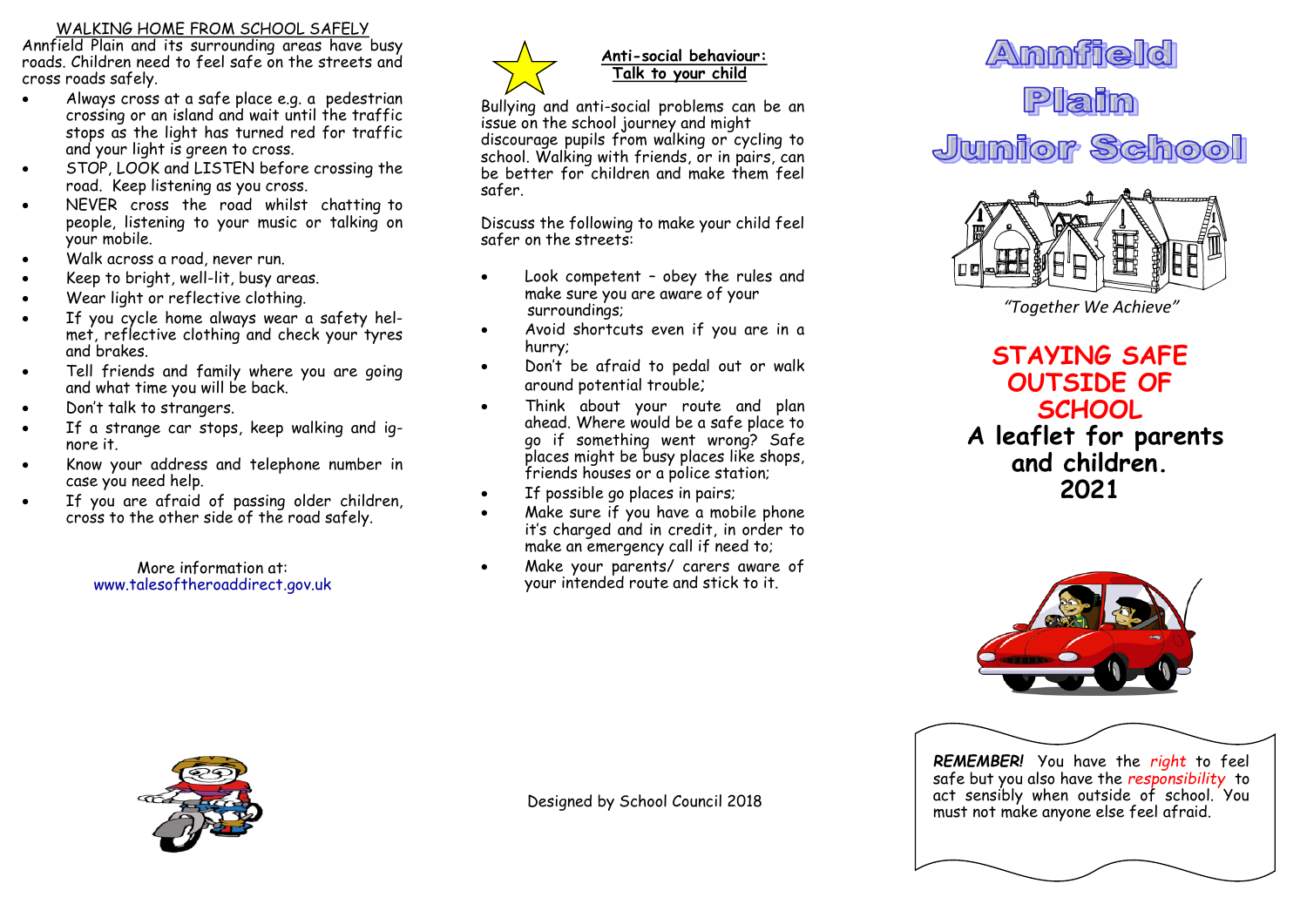## WALKING HOME FROM SCHOOL SAFELY

Annfield Plain and its surrounding areas have busy roads. Children need to feel safe on the streets and cross roads safely.

- Always cross at a safe place e.g. a pedestrian crossing or an island and wait until the traffic stops as the light has turned red for traffic and your light is green to cross.
- STOP, LOOK and LISTEN before crossing the road. Keep listening as you cross.
- NEVER cross the road whilst chatting to people, listening to your music or talking on your mobile.
- Walk across a road, never run.
- Keep to bright, well-lit, busy areas.
- Wear light or reflective clothing.
- If you cycle home always wear a safety helmet, reflective clothing and check your tyres and brakes.
- Tell friends and family where you are going and what time you will be back.
- Don't talk to strangers.
- If a strange car stops, keep walking and ignore it.
- Know your address and telephone number in case you need help.
- If you are afraid of passing older children, cross to the other side of the road safely.

More information at:
www.talesoftheroaddirect.gov.uk

## Anti-social behaviour: Talk to your child

Bullying and anti-social problems can be an issue on the school journey and might discourage pupils from walking or cycling to school. Walking with friends, or in pairs, can be better for children and make them feel safer.

Discuss the following to make your child feel safer on the streets:

- Look competent – obey the rules and make sure you are aware of your surroundings;
- Avoid shortcuts even if you are in a hurry;
- Don't be afraid to pedal out or walk around potential trouble;
- Think about your route and plan ahead. Where would be a safe place to go if something went wrong? Safe places might be busy places like shops, friends houses or a police station;
- If possible go places in pairs;
- Make sure if you have a mobile phone it's charged and in credit, in order to make an emergency call if need to;
- Make your parents/ carers aware of your intended route and stick to it.

Designed by School Council 2018

# Annfield Plain Junior School

*"Together We Achieve"*

# STAYING SAFE OUTSIDE OF SCHOOL

## A leaflet for parents and children. 2021

***REMEMBER!*** You have the *right* to feel safe but you also have the *responsibility* to act sensibly when outside of school. You must not make anyone else feel afraid.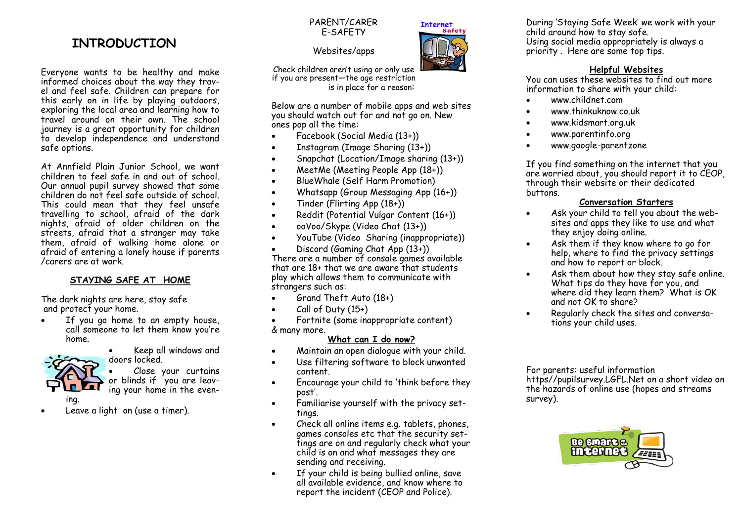# INTRODUCTION

Everyone wants to be healthy and make informed choices about the way they travel and feel safe. Children can prepare for this early on in life by playing outdoors, exploring the local area and learning how to travel around on their own. The school journey is a great opportunity for children to develop independence and understand safe options.

At Annfield Plain Junior School, we want children to feel safe in and out of school. Our annual pupil survey showed that some children do not feel safe outside of school. This could mean that they feel unsafe travelling to school, afraid of the dark nights, afraid of older children on the streets, afraid that a stranger may take them, afraid of walking home alone or afraid of entering a lonely house if parents /carers are at work.

## STAYING SAFE AT HOME

The dark nights are here, stay safe and protect your home.

- If you go home to an empty house, call someone to let them know you're home.
- Keep all windows and doors locked.
- Close your curtains or blinds if you are leaving your home in the evening.
- Leave a light on (use a timer).

PARENT/CARER E-SAFETY

Internet Safety

Websites/apps

Check children aren't using or only use if you are present—the age restriction is in place for a reason:

Below are a number of mobile apps and web sites you should watch out for and not go on. New ones pop all the time:

- Facebook (Social Media (13+))
- Instagram (Image Sharing (13+))
- Snapchat (Location/Image sharing (13+))
- MeetMe (Meeting People App (18+))
- BlueWhale (Self Harm Promotion)
- Whatsapp (Group Messaging App (16+))
- Tinder (Flirting App (18+))
- Reddit (Potential Vulgar Content (16+))
- ooVoo/Skype (Video Chat (13+))
- YouTube (Video Sharing (inappropriate))
- Discord (Gaming Chat App (13+))

There are a number of console games available that are 18+ that we are aware that students play which allows them to communicate with strangers such as:

- Grand Theft Auto (18+)
- Call of Duty (15+)
- Fortnite (some inappropriate content)

& many more.

## What can I do now?

- Maintain an open dialogue with your child.
- Use filtering software to block unwanted content.
- Encourage your child to 'think before they post'.
- Familiarise yourself with the privacy settings.
- Check all online items e.g. tablets, phones, games consoles etc that the security settings are on and regularly check what your child is on and what messages they are sending and receiving.
- If your child is being bullied online, save all available evidence, and know where to report the incident (CEOP and Police).

During 'Staying Safe Week' we work with your child around how to stay safe.
Using social media appropriately is always a priority . Here are some top tips.

## Helpful Websites

You can uses these websites to find out more information to share with your child:

- www.childnet.com
- www.thinkuknow.co.uk
- www.kidsmart.org.uk
- www.parentinfo.org
- www.google-parentzone

If you find something on the internet that you are worried about, you should report it to CEOP, through their website or their dedicated buttons.

## Conversation Starters

- Ask your child to tell you about the websites and apps they like to use and what they enjoy doing online.
- Ask them if they know where to go for help, where to find the privacy settings and how to report or block.
- Ask them about how they stay safe online. What tips do they have for you, and where did they learn them? What is OK and not OK to share?
- Regularly check the sites and conversations your child uses.

For parents: useful information https//pupilsurvey.LGFL.Net on a short video on the hazards of online use (hopes and streams survey).

Be smart on the internet